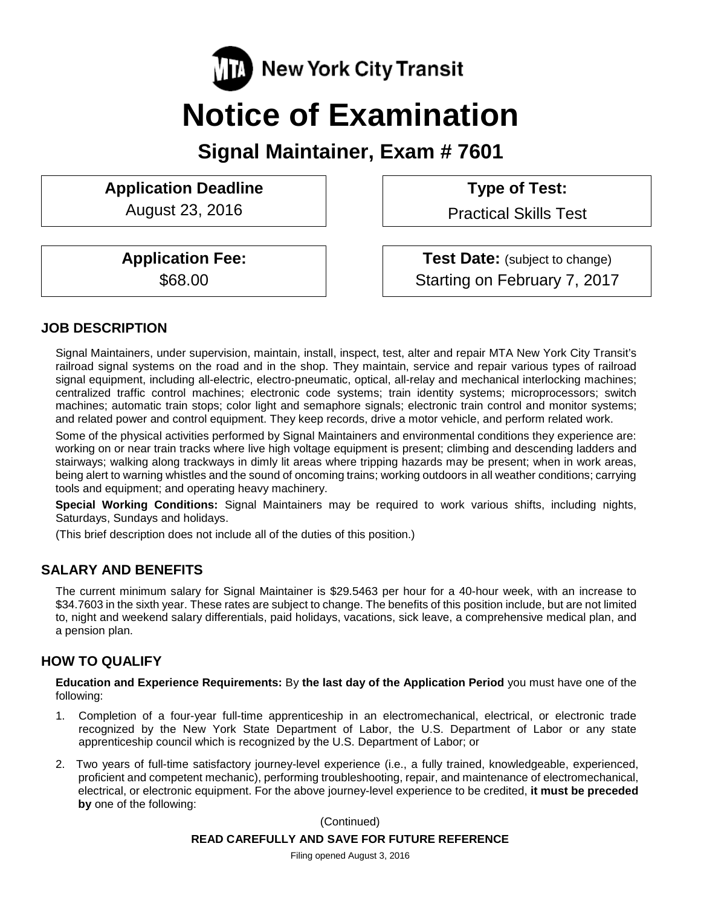MTA New York City Transit

# Notice of Examination

## Signal Maintainer, Exam # 7601

| Application Deadline | Type of Test: |
| --- | --- |
| August 23, 2016 | Practical Skills Test |

| Application Fee: | Test Date: (subject to change) |
| --- | --- |
| $68.00 | Starting on February 7, 2017 |

### JOB DESCRIPTION

Signal Maintainers, under supervision, maintain, install, inspect, test, alter and repair MTA New York City Transit's railroad signal systems on the road and in the shop. They maintain, service and repair various types of railroad signal equipment, including all-electric, electro-pneumatic, optical, all-relay and mechanical interlocking machines; centralized traffic control machines; electronic code systems; train identity systems; microprocessors; switch machines; automatic train stops; color light and semaphore signals; electronic train control and monitor systems; and related power and control equipment. They keep records, drive a motor vehicle, and perform related work.

Some of the physical activities performed by Signal Maintainers and environmental conditions they experience are: working on or near train tracks where live high voltage equipment is present; climbing and descending ladders and stairways; walking along trackways in dimly lit areas where tripping hazards may be present; when in work areas, being alert to warning whistles and the sound of oncoming trains; working outdoors in all weather conditions; carrying tools and equipment; and operating heavy machinery.

**Special Working Conditions:** Signal Maintainers may be required to work various shifts, including nights, Saturdays, Sundays and holidays.

(This brief description does not include all of the duties of this position.)

### SALARY AND BENEFITS

The current minimum salary for Signal Maintainer is $29.5463 per hour for a 40-hour week, with an increase to $34.7603 in the sixth year. These rates are subject to change. The benefits of this position include, but are not limited to, night and weekend salary differentials, paid holidays, vacations, sick leave, a comprehensive medical plan, and a pension plan.

### HOW TO QUALIFY

**Education and Experience Requirements:** By **the last day of the Application Period** you must have one of the following:

1. Completion of a four-year full-time apprenticeship in an electromechanical, electrical, or electronic trade recognized by the New York State Department of Labor, the U.S. Department of Labor or any state apprenticeship council which is recognized by the U.S. Department of Labor; or

2. Two years of full-time satisfactory journey-level experience (i.e., a fully trained, knowledgeable, experienced, proficient and competent mechanic), performing troubleshooting, repair, and maintenance of electromechanical, electrical, or electronic equipment. For the above journey-level experience to be credited, **it must be preceded by** one of the following:

(Continued)

**READ CAREFULLY AND SAVE FOR FUTURE REFERENCE**

Filing opened August 3, 2016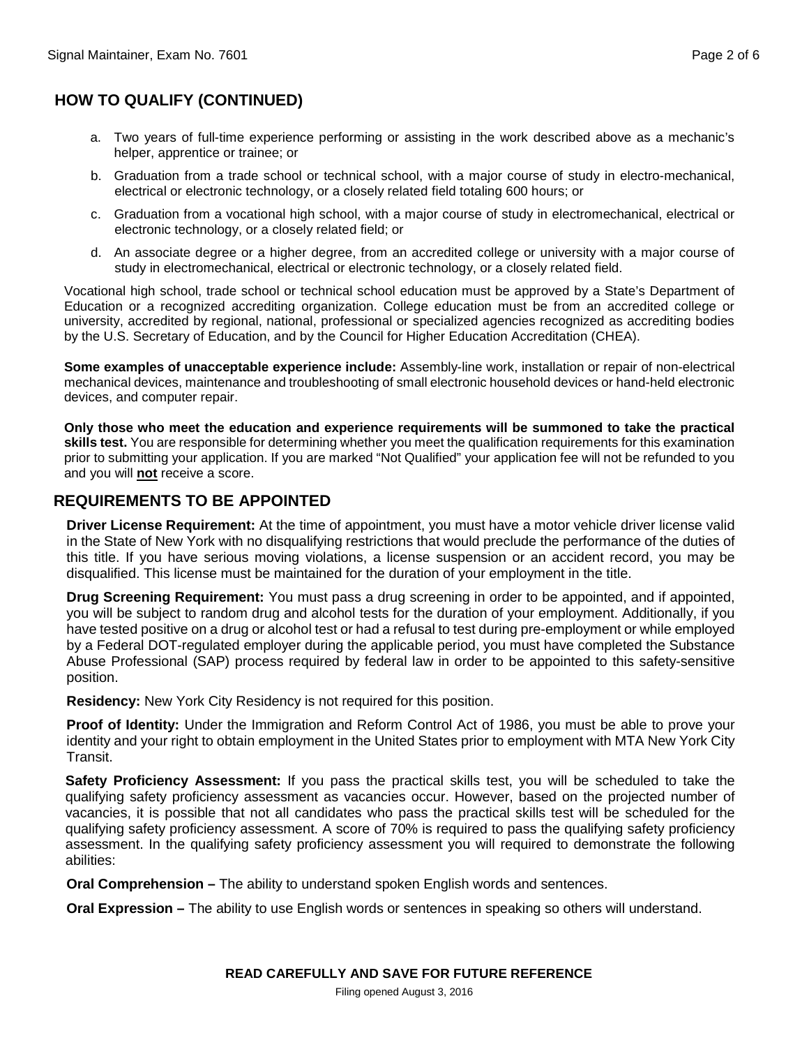## HOW TO QUALIFY (CONTINUED)

a. Two years of full-time experience performing or assisting in the work described above as a mechanic's helper, apprentice or trainee; or

b. Graduation from a trade school or technical school, with a major course of study in electro-mechanical, electrical or electronic technology, or a closely related field totaling 600 hours; or

c. Graduation from a vocational high school, with a major course of study in electromechanical, electrical or electronic technology, or a closely related field; or

d. An associate degree or a higher degree, from an accredited college or university with a major course of study in electromechanical, electrical or electronic technology, or a closely related field.

Vocational high school, trade school or technical school education must be approved by a State's Department of Education or a recognized accrediting organization. College education must be from an accredited college or university, accredited by regional, national, professional or specialized agencies recognized as accrediting bodies by the U.S. Secretary of Education, and by the Council for Higher Education Accreditation (CHEA).

**Some examples of unacceptable experience include:** Assembly-line work, installation or repair of non-electrical mechanical devices, maintenance and troubleshooting of small electronic household devices or hand-held electronic devices, and computer repair.

**Only those who meet the education and experience requirements will be summoned to take the practical skills test.** You are responsible for determining whether you meet the qualification requirements for this examination prior to submitting your application. If you are marked "Not Qualified" your application fee will not be refunded to you and you will **not** receive a score.

## REQUIREMENTS TO BE APPOINTED

**Driver License Requirement:** At the time of appointment, you must have a motor vehicle driver license valid in the State of New York with no disqualifying restrictions that would preclude the performance of the duties of this title. If you have serious moving violations, a license suspension or an accident record, you may be disqualified. This license must be maintained for the duration of your employment in the title.

**Drug Screening Requirement:** You must pass a drug screening in order to be appointed, and if appointed, you will be subject to random drug and alcohol tests for the duration of your employment. Additionally, if you have tested positive on a drug or alcohol test or had a refusal to test during pre-employment or while employed by a Federal DOT-regulated employer during the applicable period, you must have completed the Substance Abuse Professional (SAP) process required by federal law in order to be appointed to this safety-sensitive position.

**Residency:** New York City Residency is not required for this position.

**Proof of Identity:** Under the Immigration and Reform Control Act of 1986, you must be able to prove your identity and your right to obtain employment in the United States prior to employment with MTA New York City Transit.

**Safety Proficiency Assessment:** If you pass the practical skills test, you will be scheduled to take the qualifying safety proficiency assessment as vacancies occur. However, based on the projected number of vacancies, it is possible that not all candidates who pass the practical skills test will be scheduled for the qualifying safety proficiency assessment. A score of 70% is required to pass the qualifying safety proficiency assessment. In the qualifying safety proficiency assessment you will required to demonstrate the following abilities:

**Oral Comprehension –** The ability to understand spoken English words and sentences.

**Oral Expression –** The ability to use English words or sentences in speaking so others will understand.

**READ CAREFULLY AND SAVE FOR FUTURE REFERENCE**

Filing opened August 3, 2016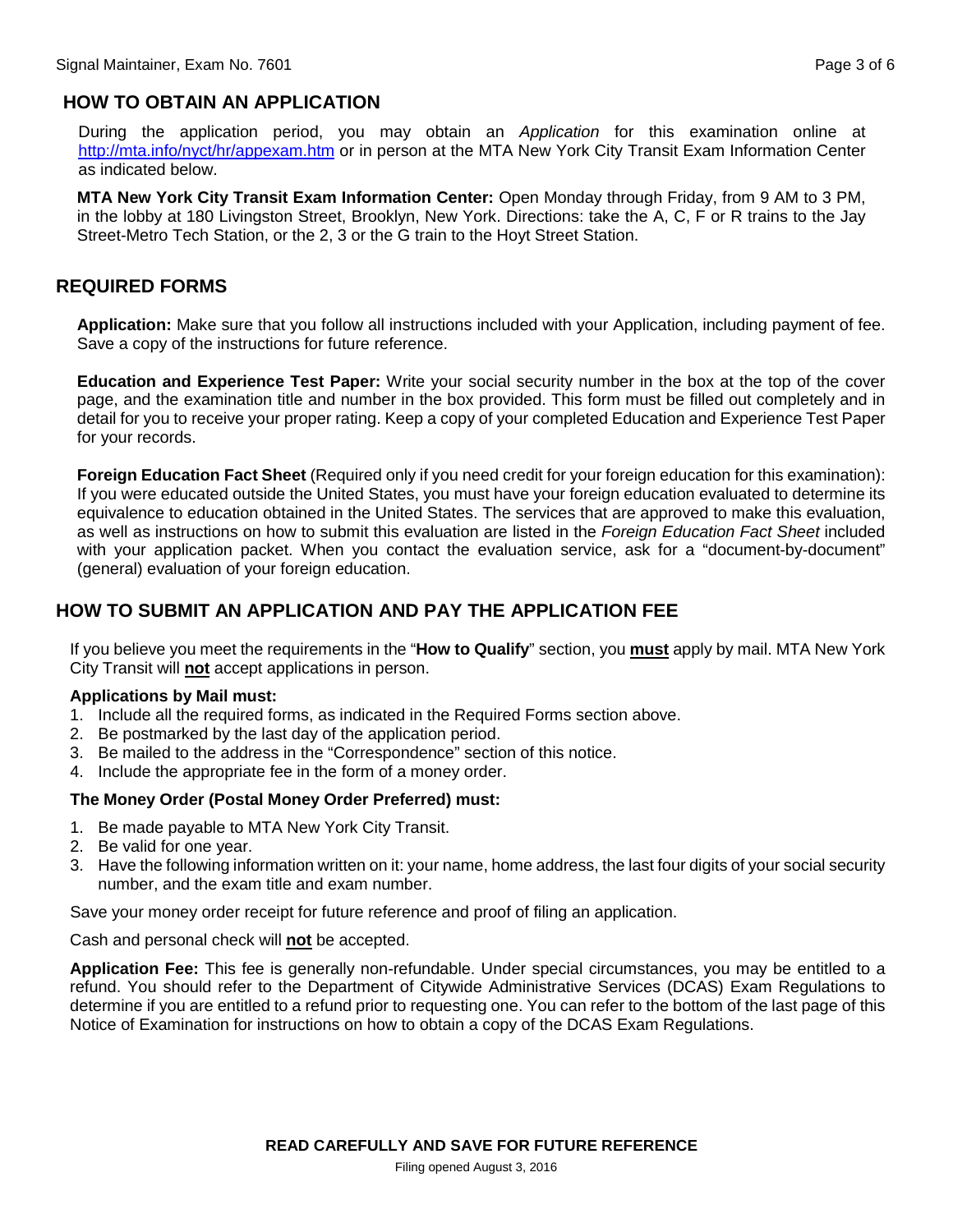## HOW TO OBTAIN AN APPLICATION

During the application period, you may obtain an *Application* for this examination online at http://mta.info/nyct/hr/appexam.htm or in person at the MTA New York City Transit Exam Information Center as indicated below.

**MTA New York City Transit Exam Information Center:** Open Monday through Friday, from 9 AM to 3 PM, in the lobby at 180 Livingston Street, Brooklyn, New York. Directions: take the A, C, F or R trains to the Jay Street-Metro Tech Station, or the 2, 3 or the G train to the Hoyt Street Station.

## REQUIRED FORMS

**Application:** Make sure that you follow all instructions included with your Application, including payment of fee. Save a copy of the instructions for future reference.

**Education and Experience Test Paper:** Write your social security number in the box at the top of the cover page, and the examination title and number in the box provided. This form must be filled out completely and in detail for you to receive your proper rating. Keep a copy of your completed Education and Experience Test Paper for your records.

**Foreign Education Fact Sheet** (Required only if you need credit for your foreign education for this examination): If you were educated outside the United States, you must have your foreign education evaluated to determine its equivalence to education obtained in the United States. The services that are approved to make this evaluation, as well as instructions on how to submit this evaluation are listed in the *Foreign Education Fact Sheet* included with your application packet. When you contact the evaluation service, ask for a "document-by-document" (general) evaluation of your foreign education.

## HOW TO SUBMIT AN APPLICATION AND PAY THE APPLICATION FEE

If you believe you meet the requirements in the "**How to Qualify**" section, you **must** apply by mail. MTA New York City Transit will **not** accept applications in person.

**Applications by Mail must:**

1. Include all the required forms, as indicated in the Required Forms section above.
2. Be postmarked by the last day of the application period.
3. Be mailed to the address in the "Correspondence" section of this notice.
4. Include the appropriate fee in the form of a money order.

**The Money Order (Postal Money Order Preferred) must:**

1. Be made payable to MTA New York City Transit.
2. Be valid for one year.
3. Have the following information written on it: your name, home address, the last four digits of your social security number, and the exam title and exam number.

Save your money order receipt for future reference and proof of filing an application.

Cash and personal check will **not** be accepted.

**Application Fee:** This fee is generally non-refundable. Under special circumstances, you may be entitled to a refund. You should refer to the Department of Citywide Administrative Services (DCAS) Exam Regulations to determine if you are entitled to a refund prior to requesting one. You can refer to the bottom of the last page of this Notice of Examination for instructions on how to obtain a copy of the DCAS Exam Regulations.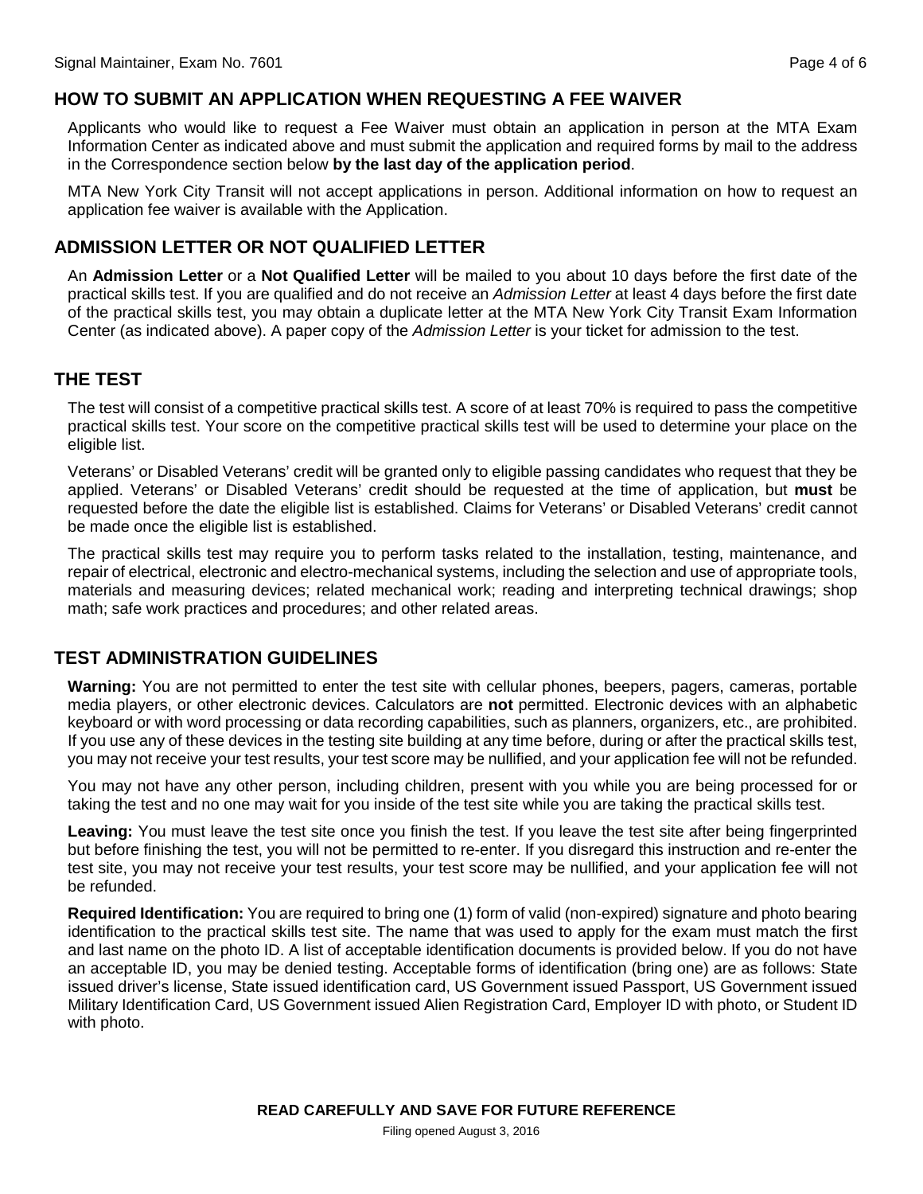## HOW TO SUBMIT AN APPLICATION WHEN REQUESTING A FEE WAIVER

Applicants who would like to request a Fee Waiver must obtain an application in person at the MTA Exam Information Center as indicated above and must submit the application and required forms by mail to the address in the Correspondence section below **by the last day of the application period**.

MTA New York City Transit will not accept applications in person. Additional information on how to request an application fee waiver is available with the Application.

## ADMISSION LETTER OR NOT QUALIFIED LETTER

An **Admission Letter** or a **Not Qualified Letter** will be mailed to you about 10 days before the first date of the practical skills test. If you are qualified and do not receive an *Admission Letter* at least 4 days before the first date of the practical skills test, you may obtain a duplicate letter at the MTA New York City Transit Exam Information Center (as indicated above). A paper copy of the *Admission Letter* is your ticket for admission to the test.

## THE TEST

The test will consist of a competitive practical skills test. A score of at least 70% is required to pass the competitive practical skills test. Your score on the competitive practical skills test will be used to determine your place on the eligible list.

Veterans' or Disabled Veterans' credit will be granted only to eligible passing candidates who request that they be applied. Veterans' or Disabled Veterans' credit should be requested at the time of application, but **must** be requested before the date the eligible list is established. Claims for Veterans' or Disabled Veterans' credit cannot be made once the eligible list is established.

The practical skills test may require you to perform tasks related to the installation, testing, maintenance, and repair of electrical, electronic and electro-mechanical systems, including the selection and use of appropriate tools, materials and measuring devices; related mechanical work; reading and interpreting technical drawings; shop math; safe work practices and procedures; and other related areas.

## TEST ADMINISTRATION GUIDELINES

**Warning:** You are not permitted to enter the test site with cellular phones, beepers, pagers, cameras, portable media players, or other electronic devices. Calculators are **not** permitted. Electronic devices with an alphabetic keyboard or with word processing or data recording capabilities, such as planners, organizers, etc., are prohibited. If you use any of these devices in the testing site building at any time before, during or after the practical skills test, you may not receive your test results, your test score may be nullified, and your application fee will not be refunded.

You may not have any other person, including children, present with you while you are being processed for or taking the test and no one may wait for you inside of the test site while you are taking the practical skills test.

**Leaving:** You must leave the test site once you finish the test. If you leave the test site after being fingerprinted but before finishing the test, you will not be permitted to re-enter. If you disregard this instruction and re-enter the test site, you may not receive your test results, your test score may be nullified, and your application fee will not be refunded.

**Required Identification:** You are required to bring one (1) form of valid (non-expired) signature and photo bearing identification to the practical skills test site. The name that was used to apply for the exam must match the first and last name on the photo ID. A list of acceptable identification documents is provided below. If you do not have an acceptable ID, you may be denied testing. Acceptable forms of identification (bring one) are as follows: State issued driver's license, State issued identification card, US Government issued Passport, US Government issued Military Identification Card, US Government issued Alien Registration Card, Employer ID with photo, or Student ID with photo.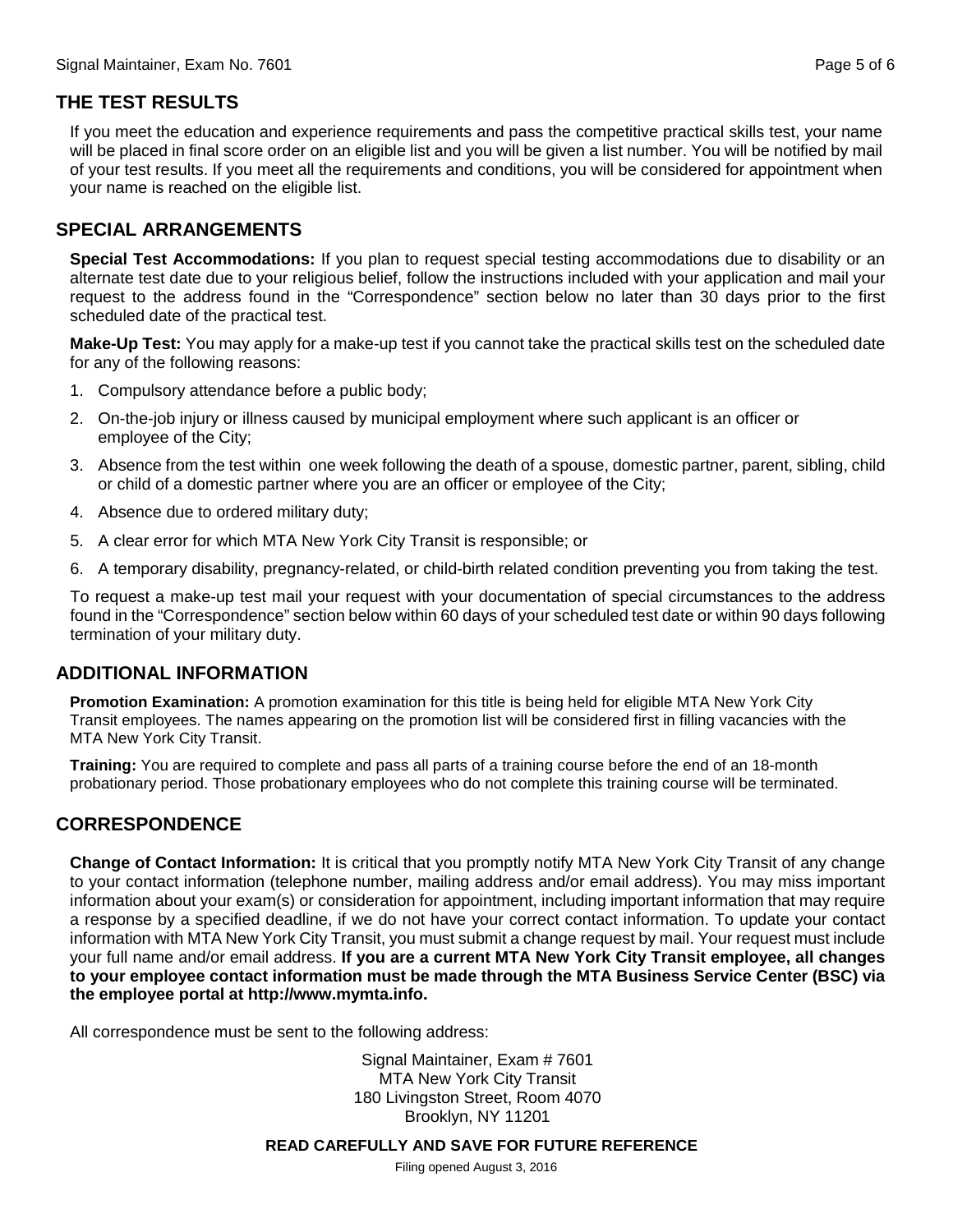## THE TEST RESULTS

If you meet the education and experience requirements and pass the competitive practical skills test, your name will be placed in final score order on an eligible list and you will be given a list number. You will be notified by mail of your test results. If you meet all the requirements and conditions, you will be considered for appointment when your name is reached on the eligible list.

## SPECIAL ARRANGEMENTS

**Special Test Accommodations:** If you plan to request special testing accommodations due to disability or an alternate test date due to your religious belief, follow the instructions included with your application and mail your request to the address found in the "Correspondence" section below no later than 30 days prior to the first scheduled date of the practical test.

**Make-Up Test:** You may apply for a make-up test if you cannot take the practical skills test on the scheduled date for any of the following reasons:

1. Compulsory attendance before a public body;
2. On-the-job injury or illness caused by municipal employment where such applicant is an officer or employee of the City;
3. Absence from the test within one week following the death of a spouse, domestic partner, parent, sibling, child or child of a domestic partner where you are an officer or employee of the City;
4. Absence due to ordered military duty;
5. A clear error for which MTA New York City Transit is responsible; or
6. A temporary disability, pregnancy-related, or child-birth related condition preventing you from taking the test.

To request a make-up test mail your request with your documentation of special circumstances to the address found in the "Correspondence" section below within 60 days of your scheduled test date or within 90 days following termination of your military duty.

## ADDITIONAL INFORMATION

**Promotion Examination:** A promotion examination for this title is being held for eligible MTA New York City Transit employees. The names appearing on the promotion list will be considered first in filling vacancies with the MTA New York City Transit.

**Training:** You are required to complete and pass all parts of a training course before the end of an 18-month probationary period. Those probationary employees who do not complete this training course will be terminated.

## CORRESPONDENCE

**Change of Contact Information:** It is critical that you promptly notify MTA New York City Transit of any change to your contact information (telephone number, mailing address and/or email address). You may miss important information about your exam(s) or consideration for appointment, including important information that may require a response by a specified deadline, if we do not have your correct contact information. To update your contact information with MTA New York City Transit, you must submit a change request by mail. Your request must include your full name and/or email address. **If you are a current MTA New York City Transit employee, all changes to your employee contact information must be made through the MTA Business Service Center (BSC) via the employee portal at http://www.mymta.info.**

All correspondence must be sent to the following address:

Signal Maintainer, Exam # 7601
MTA New York City Transit
180 Livingston Street, Room 4070
Brooklyn, NY 11201

**READ CAREFULLY AND SAVE FOR FUTURE REFERENCE**

Filing opened August 3, 2016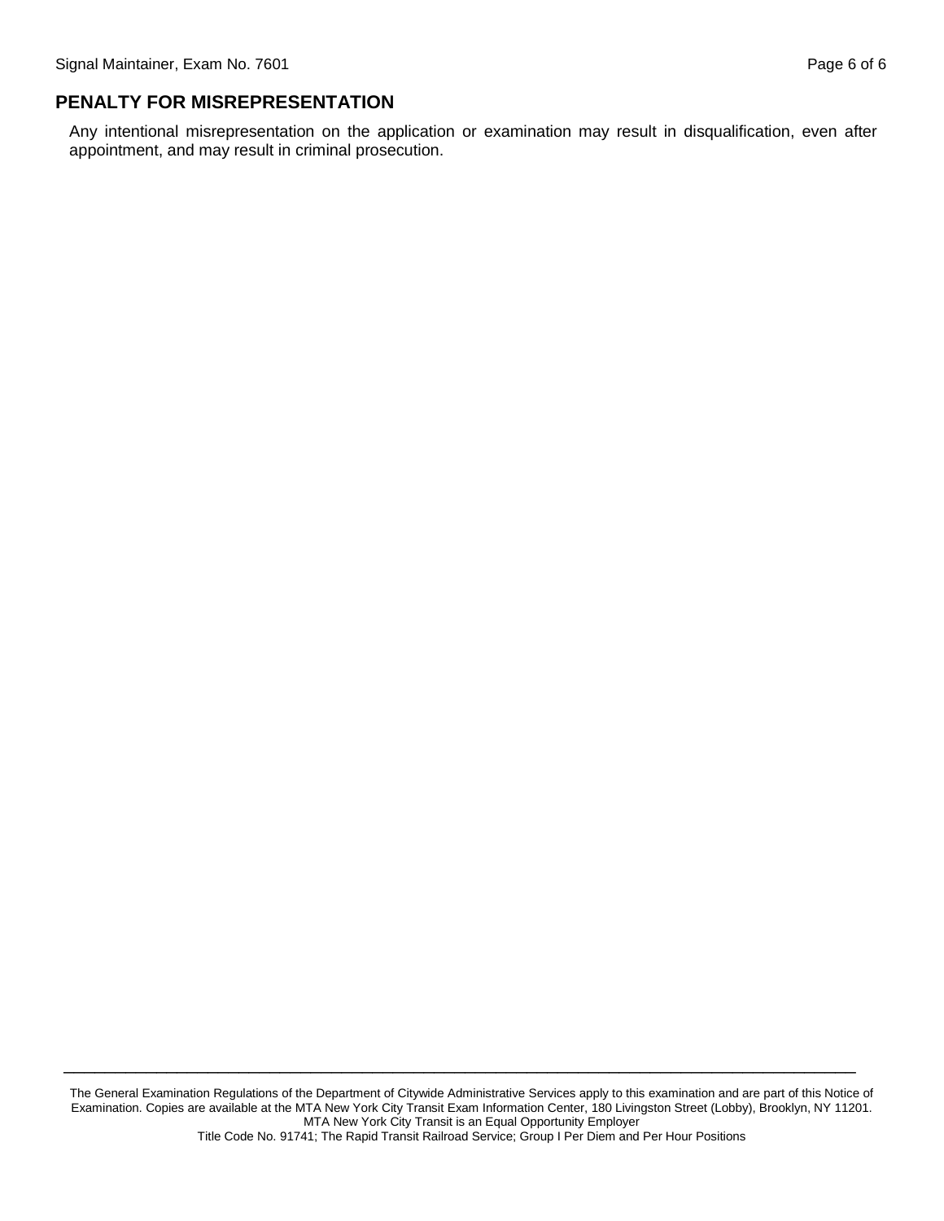## PENALTY FOR MISREPRESENTATION

Any intentional misrepresentation on the application or examination may result in disqualification, even after appointment, and may result in criminal prosecution.

---

The General Examination Regulations of the Department of Citywide Administrative Services apply to this examination and are part of this Notice of Examination. Copies are available at the MTA New York City Transit Exam Information Center, 180 Livingston Street (Lobby), Brooklyn, NY 11201.
MTA New York City Transit is an Equal Opportunity Employer
Title Code No. 91741; The Rapid Transit Railroad Service; Group I Per Diem and Per Hour Positions